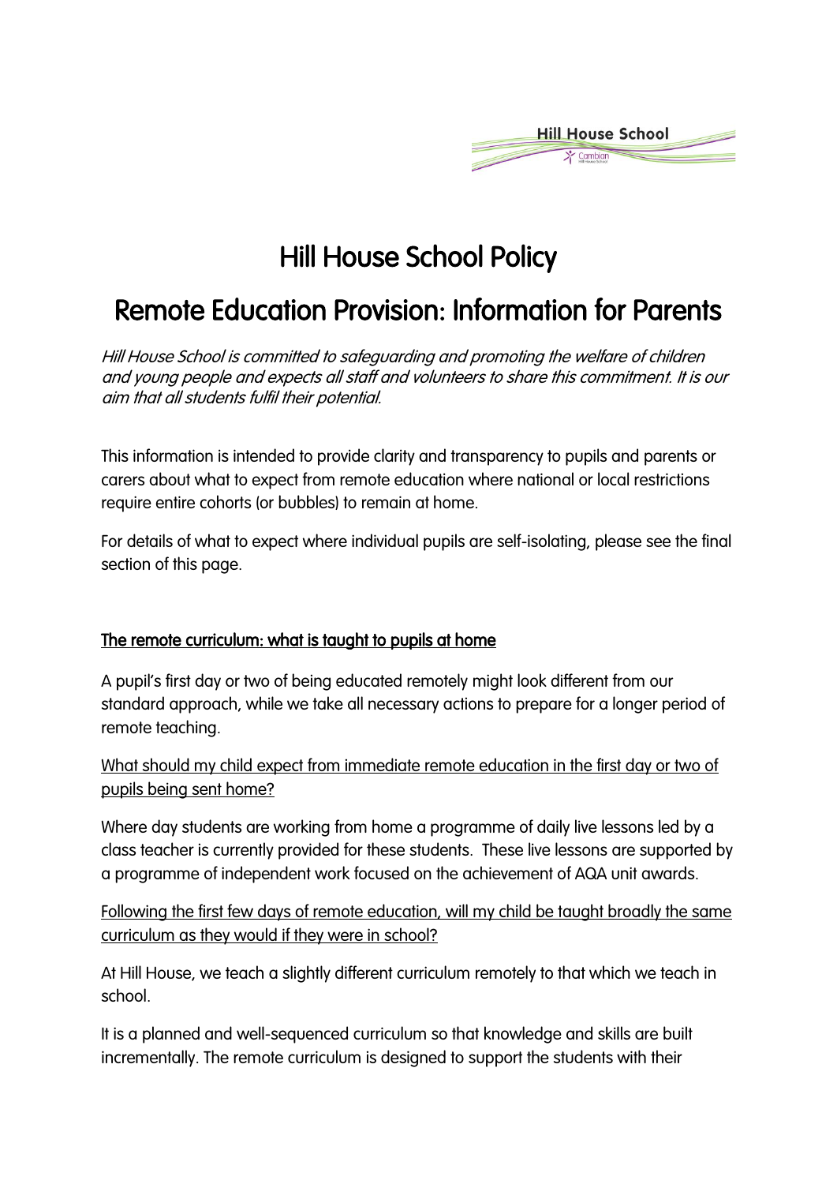# Hill House School Policy

# Remote Education Provision: Information for Parents

*Hill House School is committed to safeguarding and promoting the welfare of children and young people and expects all staff and volunteers to share this commitment. It is our aim that all students fulfil their potential.*

This information is intended to provide clarity and transparency to pupils and parents or carers about what to expect from remote education where national or local restrictions require entire cohorts (or bubbles) to remain at home.

For details of what to expect where individual pupils are self-isolating, please see the final section of this page.

## The remote curriculum: what is taught to pupils at home

A pupil's first day or two of being educated remotely might look different from our standard approach, while we take all necessary actions to prepare for a longer period of remote teaching.

### What should my child expect from immediate remote education in the first day or two of pupils being sent home?

Where day students are working from home a programme of daily live lessons led by a class teacher is currently provided for these students. These live lessons are supported by a programme of independent work focused on the achievement of AQA unit awards.

### Following the first few days of remote education, will my child be taught broadly the same curriculum as they would if they were in school?

At Hill House, we teach a slightly different curriculum remotely to that which we teach in school.

It is a planned and well-sequenced curriculum so that knowledge and skills are built incrementally. The remote curriculum is designed to support the students with their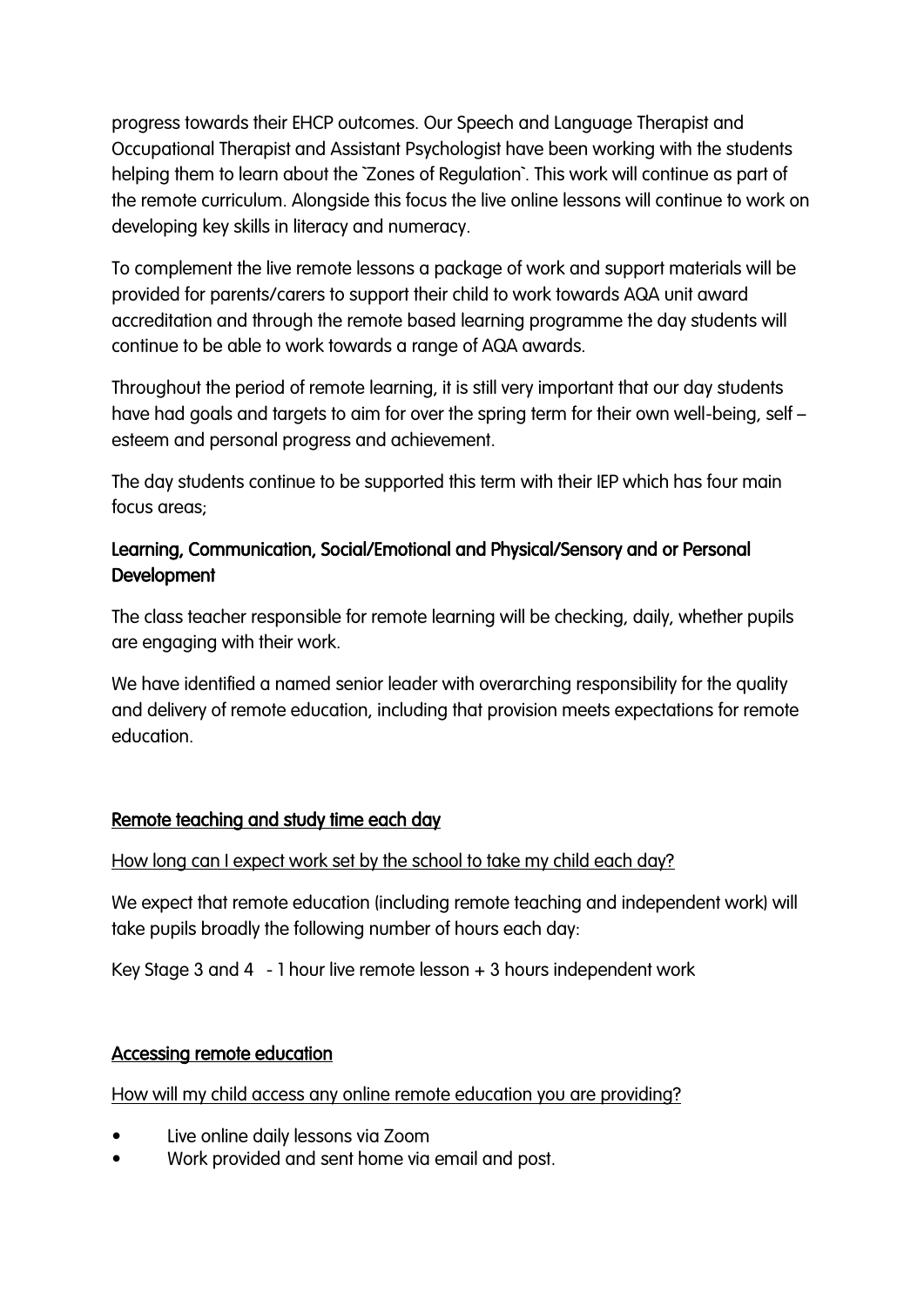progress towards their EHCP outcomes. Our Speech and Language Therapist and Occupational Therapist and Assistant Psychologist have been working with the students helping them to learn about the `Zones of Regulation`. This work will continue as part of the remote curriculum. Alongside this focus the live online lessons will continue to work on developing key skills in literacy and numeracy.

To complement the live remote lessons a package of work and support materials will be provided for parents/carers to support their child to work towards AQA unit award accreditation and through the remote based learning programme the day students will continue to be able to work towards a range of AQA awards.

Throughout the period of remote learning, it is still very important that our day students have had goals and targets to aim for over the spring term for their own well-being, self – esteem and personal progress and achievement.

The day students continue to be supported this term with their IEP which has four main focus areas;

**Learning, Communication, Social/Emotional and Physical/Sensory and or Personal Development**

The class teacher responsible for remote learning will be checking, daily, whether pupils are engaging with their work.

We have identified a named senior leader with overarching responsibility for the quality and delivery of remote education, including that provision meets expectations for remote education.

## Remote teaching and study time each day

### How long can I expect work set by the school to take my child each day?

We expect that remote education (including remote teaching and independent work) will take pupils broadly the following number of hours each day:

Key Stage 3 and 4 - 1 hour live remote lesson + 3 hours independent work

## Accessing remote education

### How will my child access any online remote education you are providing?

- Live online daily lessons via Zoom
- Work provided and sent home via email and post.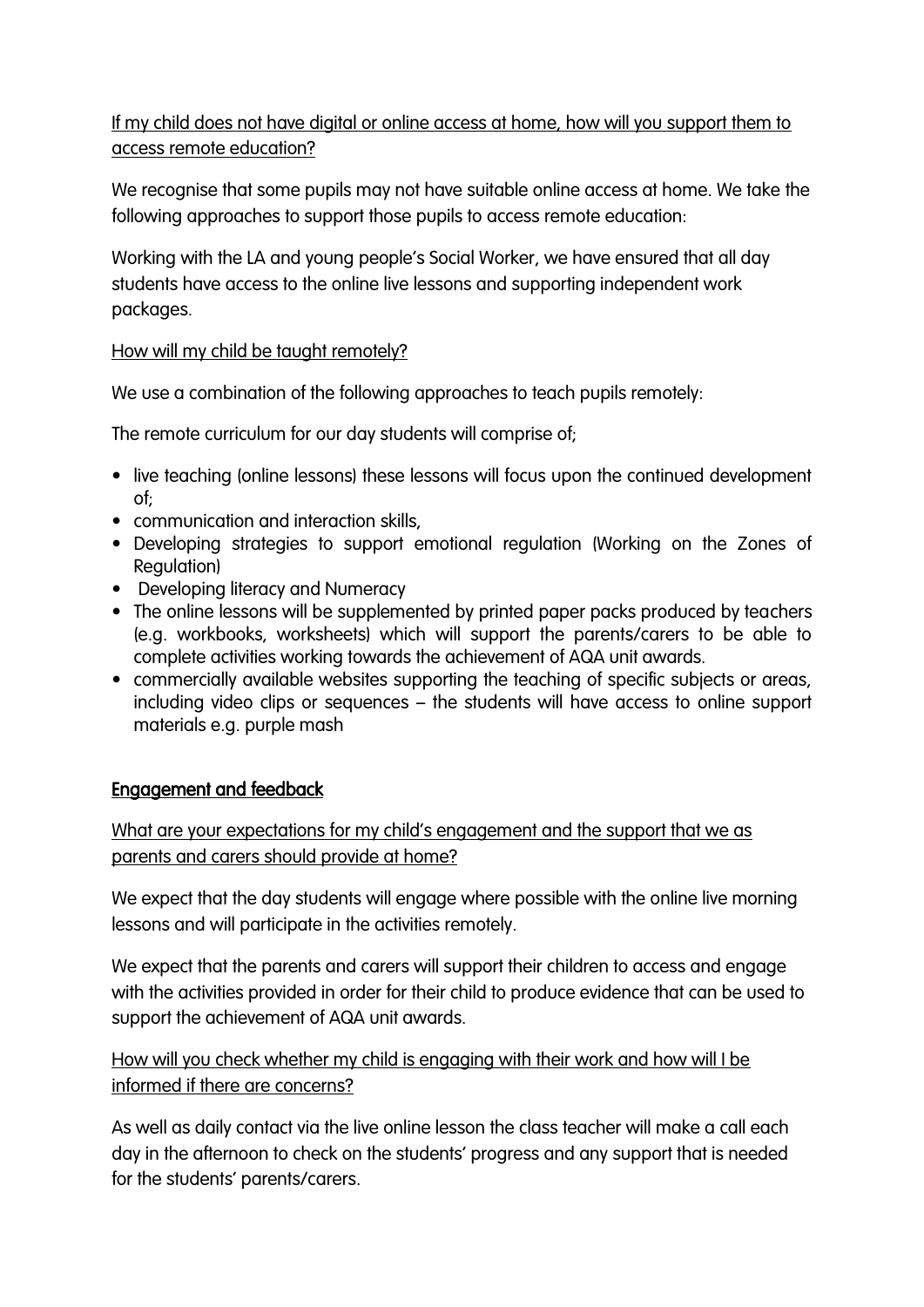If my child does not have digital or online access at home, how will you support them to access remote education?

We recognise that some pupils may not have suitable online access at home. We take the following approaches to support those pupils to access remote education:

Working with the LA and young people's Social Worker, we have ensured that all day students have access to the online live lessons and supporting independent work packages.

How will my child be taught remotely?

We use a combination of the following approaches to teach pupils remotely:

The remote curriculum for our day students will comprise of;

- live teaching (online lessons) these lessons will focus upon the continued development of;
- communication and interaction skills,
- Developing strategies to support emotional regulation (Working on the Zones of Regulation)
- Developing literacy and Numeracy
- The online lessons will be supplemented by printed paper packs produced by teachers (e.g. workbooks, worksheets) which will support the parents/carers to be able to complete activities working towards the achievement of AQA unit awards.
- commercially available websites supporting the teaching of specific subjects or areas, including video clips or sequences – the students will have access to online support materials e.g. purple mash

## Engagement and feedback

What are your expectations for my child's engagement and the support that we as parents and carers should provide at home?

We expect that the day students will engage where possible with the online live morning lessons and will participate in the activities remotely.

We expect that the parents and carers will support their children to access and engage with the activities provided in order for their child to produce evidence that can be used to support the achievement of AQA unit awards.

How will you check whether my child is engaging with their work and how will I be informed if there are concerns?

As well as daily contact via the live online lesson the class teacher will make a call each day in the afternoon to check on the students' progress and any support that is needed for the students' parents/carers.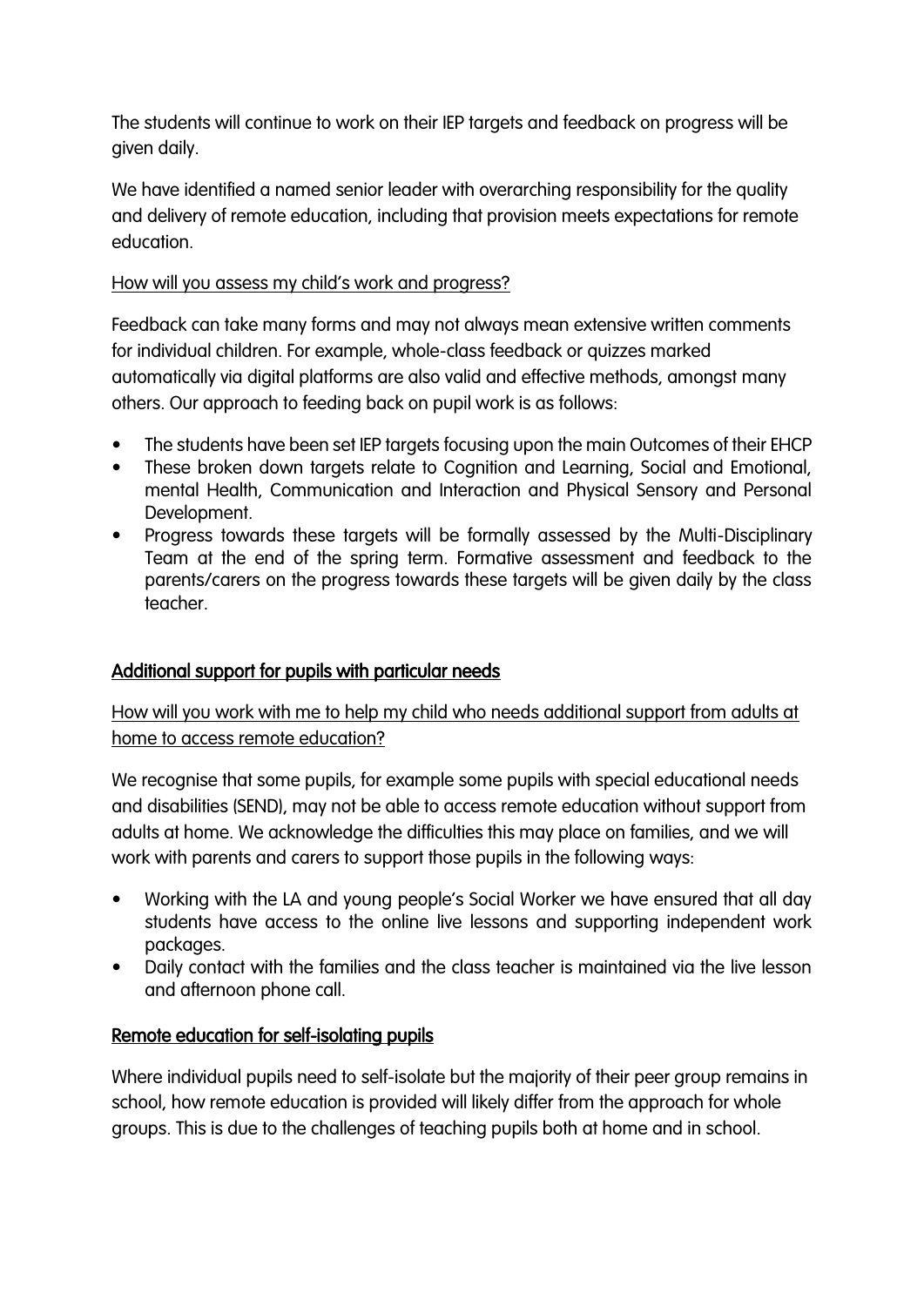The students will continue to work on their IEP targets and feedback on progress will be given daily.

We have identified a named senior leader with overarching responsibility for the quality and delivery of remote education, including that provision meets expectations for remote education.

How will you assess my child's work and progress?

Feedback can take many forms and may not always mean extensive written comments for individual children. For example, whole-class feedback or quizzes marked automatically via digital platforms are also valid and effective methods, amongst many others. Our approach to feeding back on pupil work is as follows:

- The students have been set IEP targets focusing upon the main Outcomes of their EHCP
- These broken down targets relate to Cognition and Learning, Social and Emotional, mental Health, Communication and Interaction and Physical Sensory and Personal Development.
- Progress towards these targets will be formally assessed by the Multi-Disciplinary Team at the end of the spring term. Formative assessment and feedback to the parents/carers on the progress towards these targets will be given daily by the class teacher.

## Additional support for pupils with particular needs

How will you work with me to help my child who needs additional support from adults at home to access remote education?

We recognise that some pupils, for example some pupils with special educational needs and disabilities (SEND), may not be able to access remote education without support from adults at home. We acknowledge the difficulties this may place on families, and we will work with parents and carers to support those pupils in the following ways:

- Working with the LA and young people's Social Worker we have ensured that all day students have access to the online live lessons and supporting independent work packages.
- Daily contact with the families and the class teacher is maintained via the live lesson and afternoon phone call.

## Remote education for self-isolating pupils

Where individual pupils need to self-isolate but the majority of their peer group remains in school, how remote education is provided will likely differ from the approach for whole groups. This is due to the challenges of teaching pupils both at home and in school.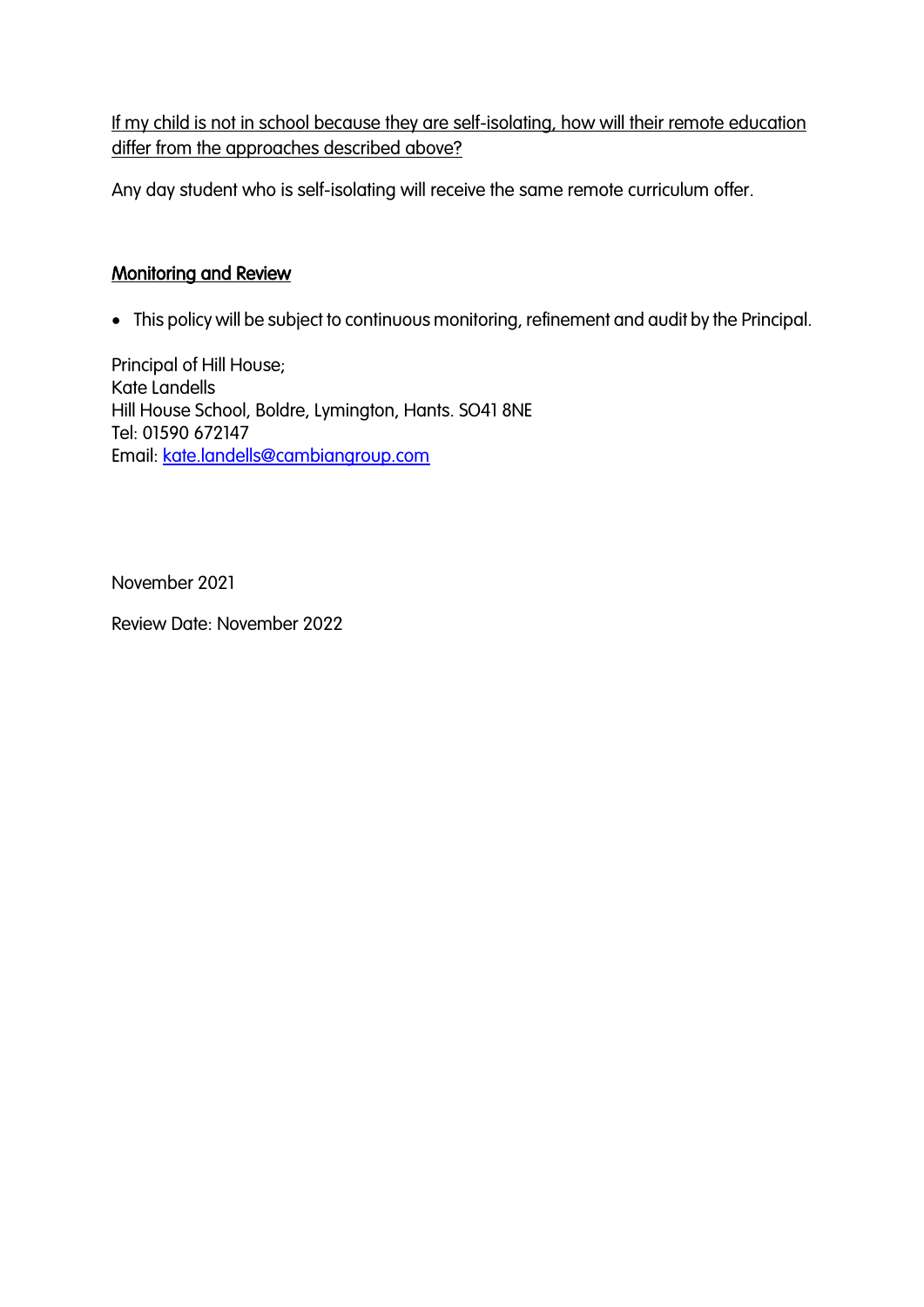If my child is not in school because they are self-isolating, how will their remote education differ from the approaches described above?

Any day student who is self-isolating will receive the same remote curriculum offer.

## Monitoring and Review

- This policy will be subject to continuous monitoring, refinement and audit by the Principal.

Principal of Hill House;
Kate Landells
Hill House School, Boldre, Lymington, Hants. SO41 8NE
Tel: 01590 672147
Email: kate.landells@cambiangroup.com

November 2021

Review Date: November 2022